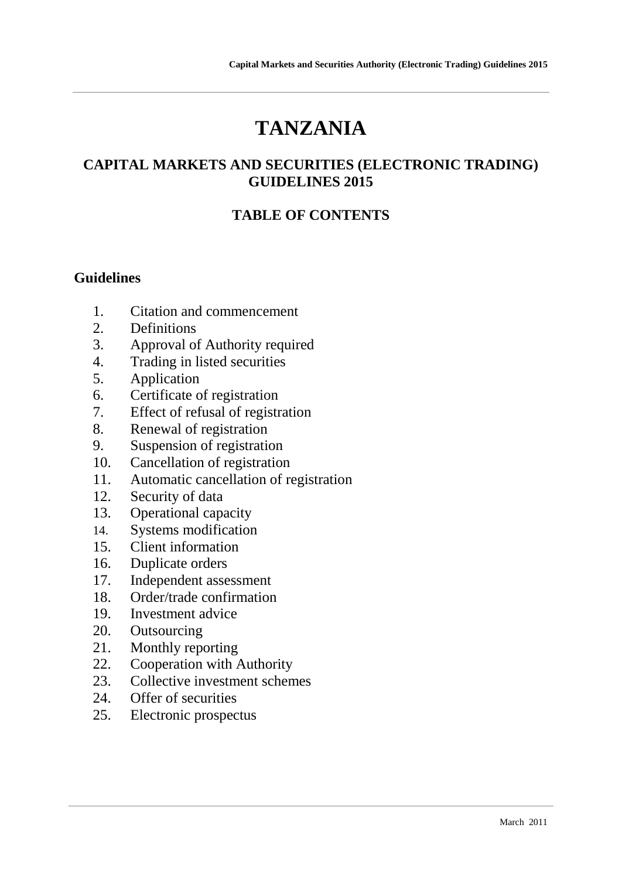# TANZANIA

## CAPITAL MARKETS AND SECURITIES (ELECTRONIC TRADING) GUIDELINES 2015

## TABLE OF CONTENTS

### Guidelines

1. Citation and commencement
2. Definitions
3. Approval of Authority required
4. Trading in listed securities
5. Application
6. Certificate of registration
7. Effect of refusal of registration
8. Renewal of registration
9. Suspension of registration
10. Cancellation of registration
11. Automatic cancellation of registration
12. Security of data
13. Operational capacity
14. Systems modification
15. Client information
16. Duplicate orders
17. Independent assessment
18. Order/trade confirmation
19. Investment advice
20. Outsourcing
21. Monthly reporting
22. Cooperation with Authority
23. Collective investment schemes
24. Offer of securities
25. Electronic prospectus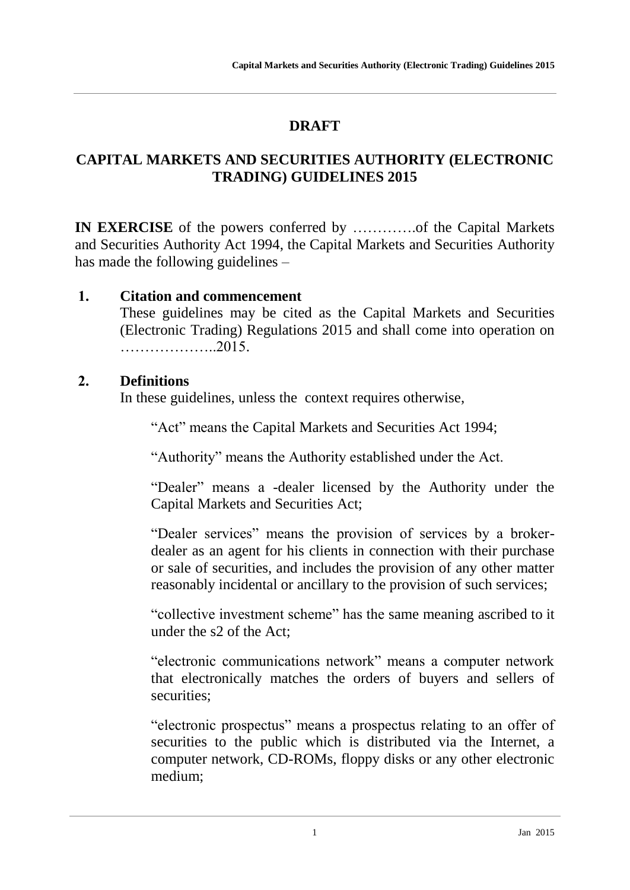# DRAFT

# CAPITAL MARKETS AND SECURITIES AUTHORITY (ELECTRONIC TRADING) GUIDELINES 2015

**IN EXERCISE** of the powers conferred by ………….of the Capital Markets and Securities Authority Act 1994, the Capital Markets and Securities Authority has made the following guidelines –

## 1. Citation and commencement

These guidelines may be cited as the Capital Markets and Securities (Electronic Trading) Regulations 2015 and shall come into operation on ………………..2015.

## 2. Definitions

In these guidelines, unless the context requires otherwise,

"Act" means the Capital Markets and Securities Act 1994;

"Authority" means the Authority established under the Act.

"Dealer" means a -dealer licensed by the Authority under the Capital Markets and Securities Act;

"Dealer services" means the provision of services by a broker-dealer as an agent for his clients in connection with their purchase or sale of securities, and includes the provision of any other matter reasonably incidental or ancillary to the provision of such services;

"collective investment scheme" has the same meaning ascribed to it under the s2 of the Act;

"electronic communications network" means a computer network that electronically matches the orders of buyers and sellers of securities;

"electronic prospectus" means a prospectus relating to an offer of securities to the public which is distributed via the Internet, a computer network, CD-ROMs, floppy disks or any other electronic medium;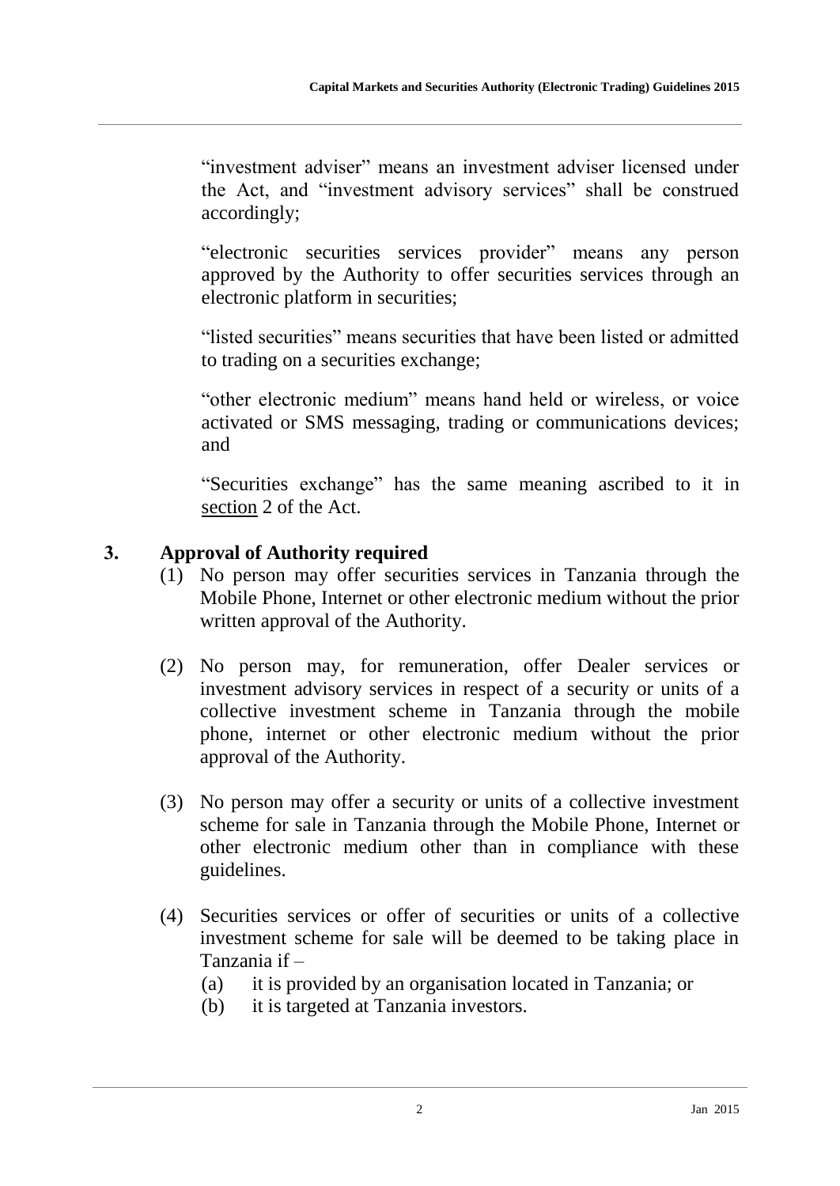"investment adviser" means an investment adviser licensed under the Act, and "investment advisory services" shall be construed accordingly;

"electronic securities services provider" means any person approved by the Authority to offer securities services through an electronic platform in securities;

"listed securities" means securities that have been listed or admitted to trading on a securities exchange;

"other electronic medium" means hand held or wireless, or voice activated or SMS messaging, trading or communications devices; and

"Securities exchange" has the same meaning ascribed to it in section 2 of the Act.

## 3. Approval of Authority required

(1) No person may offer securities services in Tanzania through the Mobile Phone, Internet or other electronic medium without the prior written approval of the Authority.

(2) No person may, for remuneration, offer Dealer services or investment advisory services in respect of a security or units of a collective investment scheme in Tanzania through the mobile phone, internet or other electronic medium without the prior approval of the Authority.

(3) No person may offer a security or units of a collective investment scheme for sale in Tanzania through the Mobile Phone, Internet or other electronic medium other than in compliance with these guidelines.

(4) Securities services or offer of securities or units of a collective investment scheme for sale will be deemed to be taking place in Tanzania if –

(a) it is provided by an organisation located in Tanzania; or

(b) it is targeted at Tanzania investors.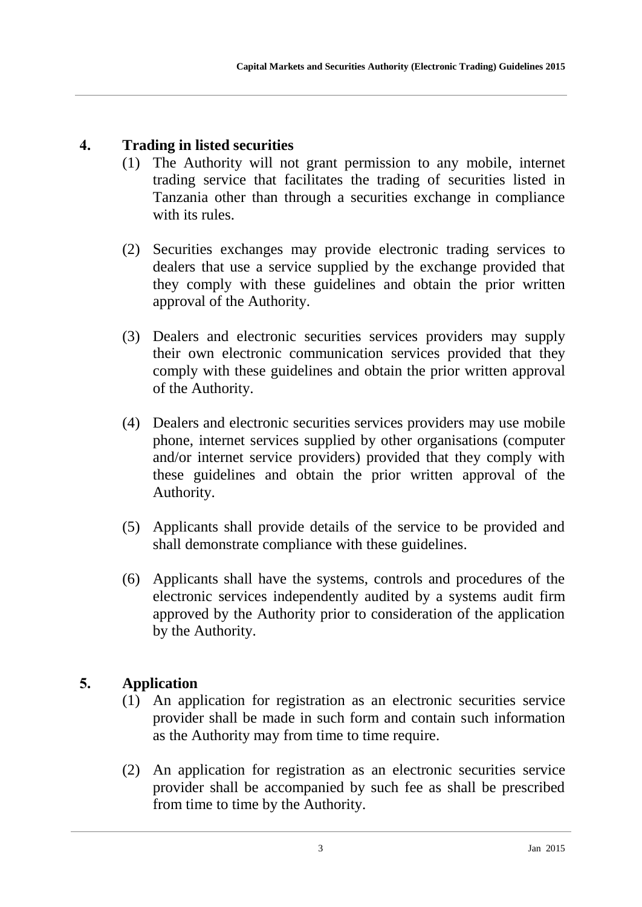## 4. Trading in listed securities

(1) The Authority will not grant permission to any mobile, internet trading service that facilitates the trading of securities listed in Tanzania other than through a securities exchange in compliance with its rules.

(2) Securities exchanges may provide electronic trading services to dealers that use a service supplied by the exchange provided that they comply with these guidelines and obtain the prior written approval of the Authority.

(3) Dealers and electronic securities services providers may supply their own electronic communication services provided that they comply with these guidelines and obtain the prior written approval of the Authority.

(4) Dealers and electronic securities services providers may use mobile phone, internet services supplied by other organisations (computer and/or internet service providers) provided that they comply with these guidelines and obtain the prior written approval of the Authority.

(5) Applicants shall provide details of the service to be provided and shall demonstrate compliance with these guidelines.

(6) Applicants shall have the systems, controls and procedures of the electronic services independently audited by a systems audit firm approved by the Authority prior to consideration of the application by the Authority.

## 5. Application

(1) An application for registration as an electronic securities service provider shall be made in such form and contain such information as the Authority may from time to time require.

(2) An application for registration as an electronic securities service provider shall be accompanied by such fee as shall be prescribed from time to time by the Authority.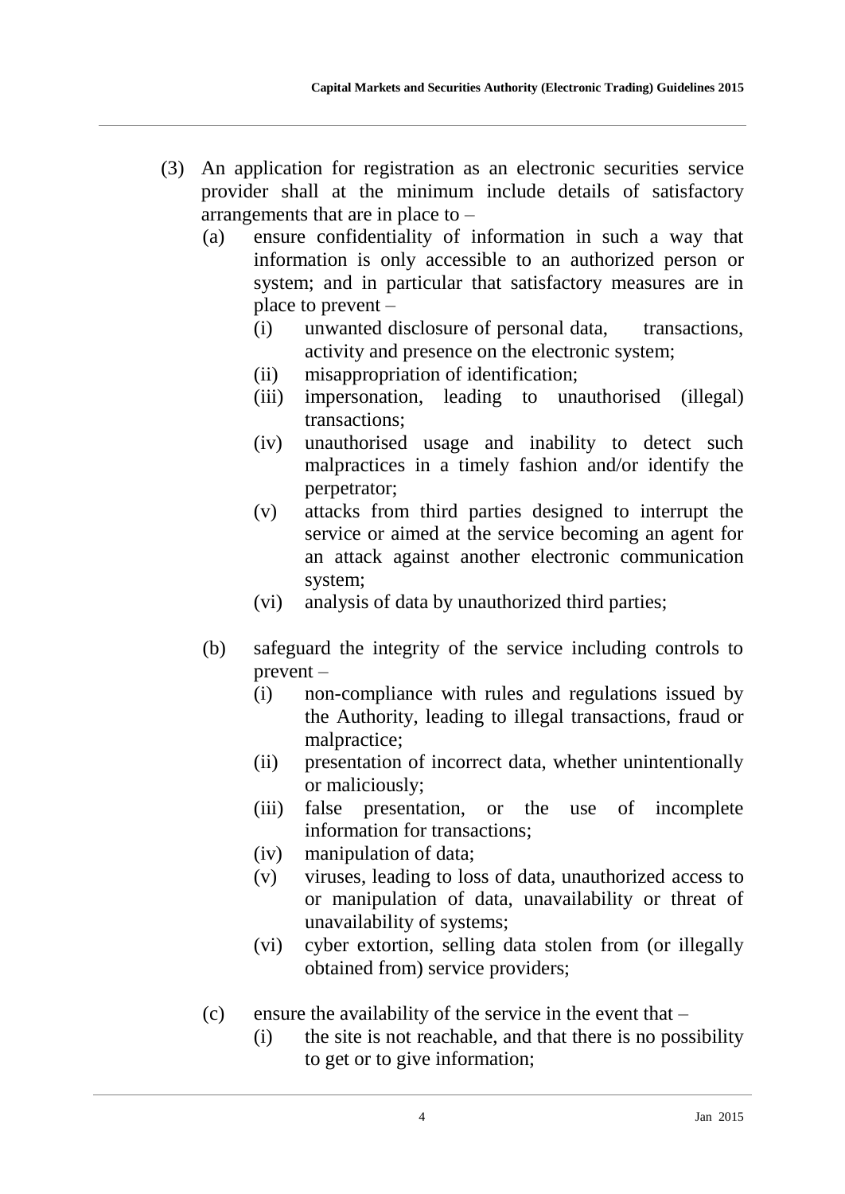(3) An application for registration as an electronic securities service provider shall at the minimum include details of satisfactory arrangements that are in place to –

   (a) ensure confidentiality of information in such a way that information is only accessible to an authorized person or system; and in particular that satisfactory measures are in place to prevent –

      (i) unwanted disclosure of personal data, transactions, activity and presence on the electronic system;

      (ii) misappropriation of identification;

      (iii) impersonation, leading to unauthorised (illegal) transactions;

      (iv) unauthorised usage and inability to detect such malpractices in a timely fashion and/or identify the perpetrator;

      (v) attacks from third parties designed to interrupt the service or aimed at the service becoming an agent for an attack against another electronic communication system;

      (vi) analysis of data by unauthorized third parties;

   (b) safeguard the integrity of the service including controls to prevent –

      (i) non-compliance with rules and regulations issued by the Authority, leading to illegal transactions, fraud or malpractice;

      (ii) presentation of incorrect data, whether unintentionally or maliciously;

      (iii) false presentation, or the use of incomplete information for transactions;

      (iv) manipulation of data;

      (v) viruses, leading to loss of data, unauthorized access to or manipulation of data, unavailability or threat of unavailability of systems;

      (vi) cyber extortion, selling data stolen from (or illegally obtained from) service providers;

   (c) ensure the availability of the service in the event that –

      (i) the site is not reachable, and that there is no possibility to get or to give information;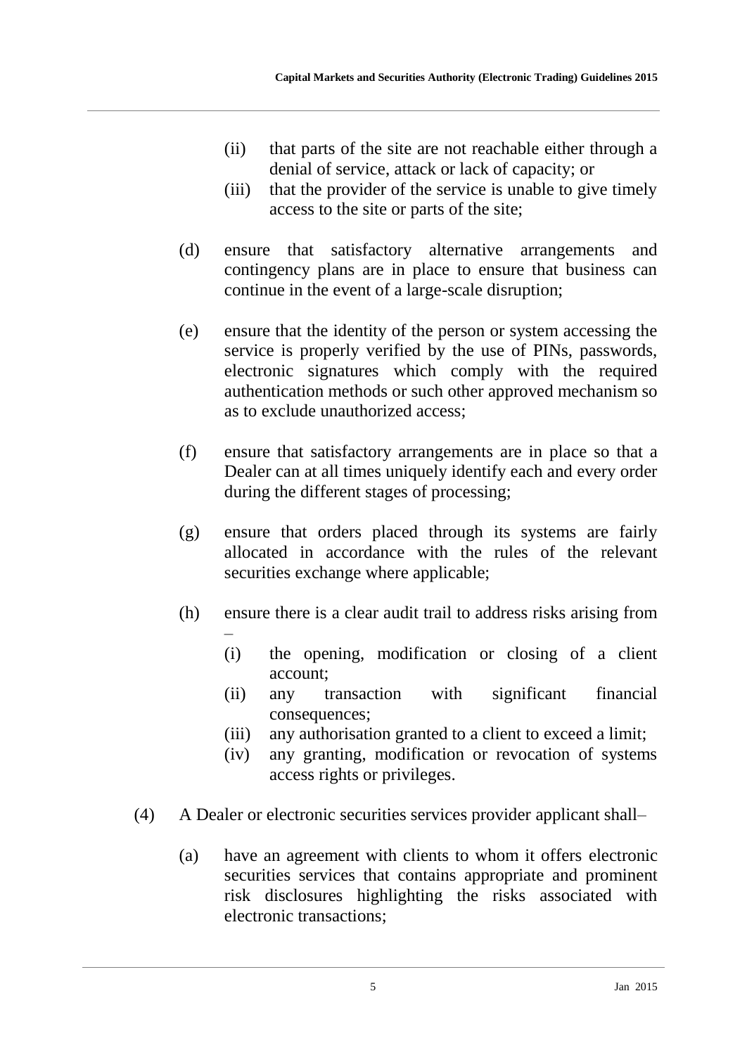(ii) that parts of the site are not reachable either through a denial of service, attack or lack of capacity; or

(iii) that the provider of the service is unable to give timely access to the site or parts of the site;

(d) ensure that satisfactory alternative arrangements and contingency plans are in place to ensure that business can continue in the event of a large-scale disruption;

(e) ensure that the identity of the person or system accessing the service is properly verified by the use of PINs, passwords, electronic signatures which comply with the required authentication methods or such other approved mechanism so as to exclude unauthorized access;

(f) ensure that satisfactory arrangements are in place so that a Dealer can at all times uniquely identify each and every order during the different stages of processing;

(g) ensure that orders placed through its systems are fairly allocated in accordance with the rules of the relevant securities exchange where applicable;

(h) ensure there is a clear audit trail to address risks arising from –

(i) the opening, modification or closing of a client account;

(ii) any transaction with significant financial consequences;

(iii) any authorisation granted to a client to exceed a limit;

(iv) any granting, modification or revocation of systems access rights or privileges.

(4) A Dealer or electronic securities services provider applicant shall–

(a) have an agreement with clients to whom it offers electronic securities services that contains appropriate and prominent risk disclosures highlighting the risks associated with electronic transactions;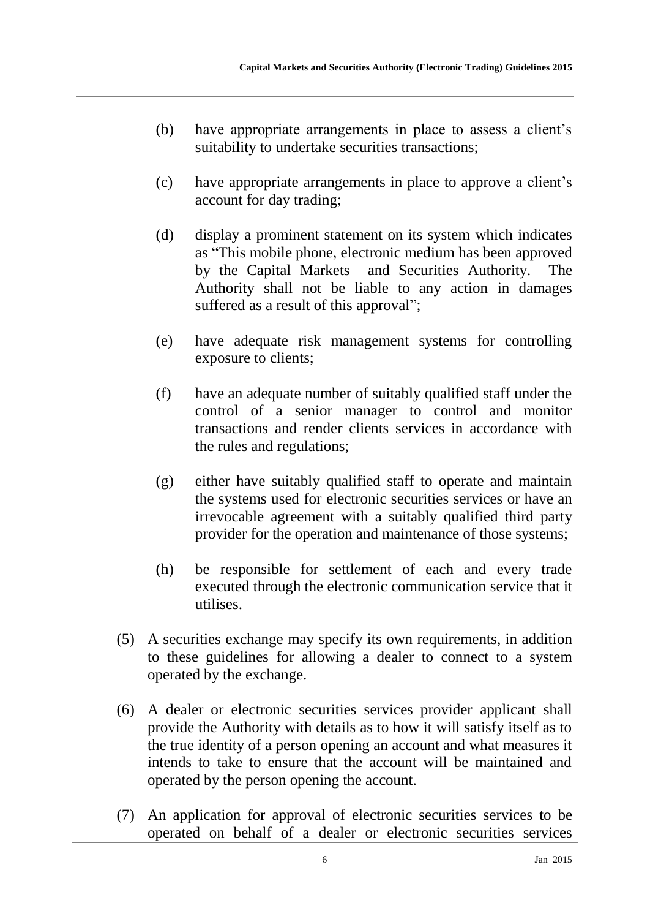(b) have appropriate arrangements in place to assess a client's suitability to undertake securities transactions;

(c) have appropriate arrangements in place to approve a client's account for day trading;

(d) display a prominent statement on its system which indicates as "This mobile phone, electronic medium has been approved by the Capital Markets and Securities Authority. The Authority shall not be liable to any action in damages suffered as a result of this approval";

(e) have adequate risk management systems for controlling exposure to clients;

(f) have an adequate number of suitably qualified staff under the control of a senior manager to control and monitor transactions and render clients services in accordance with the rules and regulations;

(g) either have suitably qualified staff to operate and maintain the systems used for electronic securities services or have an irrevocable agreement with a suitably qualified third party provider for the operation and maintenance of those systems;

(h) be responsible for settlement of each and every trade executed through the electronic communication service that it utilises.

(5) A securities exchange may specify its own requirements, in addition to these guidelines for allowing a dealer to connect to a system operated by the exchange.

(6) A dealer or electronic securities services provider applicant shall provide the Authority with details as to how it will satisfy itself as to the true identity of a person opening an account and what measures it intends to take to ensure that the account will be maintained and operated by the person opening the account.

(7) An application for approval of electronic securities services to be operated on behalf of a dealer or electronic securities services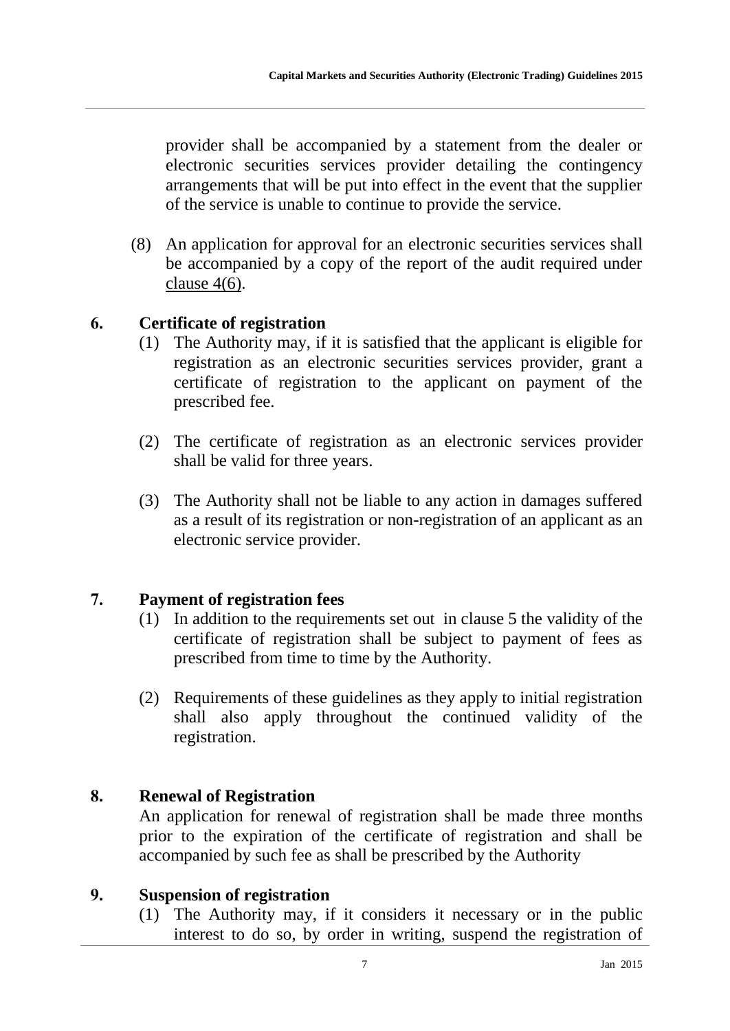provider shall be accompanied by a statement from the dealer or electronic securities services provider detailing the contingency arrangements that will be put into effect in the event that the supplier of the service is unable to continue to provide the service.

(8) An application for approval for an electronic securities services shall be accompanied by a copy of the report of the audit required under clause 4(6).

## 6. Certificate of registration

(1) The Authority may, if it is satisfied that the applicant is eligible for registration as an electronic securities services provider, grant a certificate of registration to the applicant on payment of the prescribed fee.

(2) The certificate of registration as an electronic services provider shall be valid for three years.

(3) The Authority shall not be liable to any action in damages suffered as a result of its registration or non-registration of an applicant as an electronic service provider.

## 7. Payment of registration fees

(1) In addition to the requirements set out in clause 5 the validity of the certificate of registration shall be subject to payment of fees as prescribed from time to time by the Authority.

(2) Requirements of these guidelines as they apply to initial registration shall also apply throughout the continued validity of the registration.

## 8. Renewal of Registration

An application for renewal of registration shall be made three months prior to the expiration of the certificate of registration and shall be accompanied by such fee as shall be prescribed by the Authority

## 9. Suspension of registration

(1) The Authority may, if it considers it necessary or in the public interest to do so, by order in writing, suspend the registration of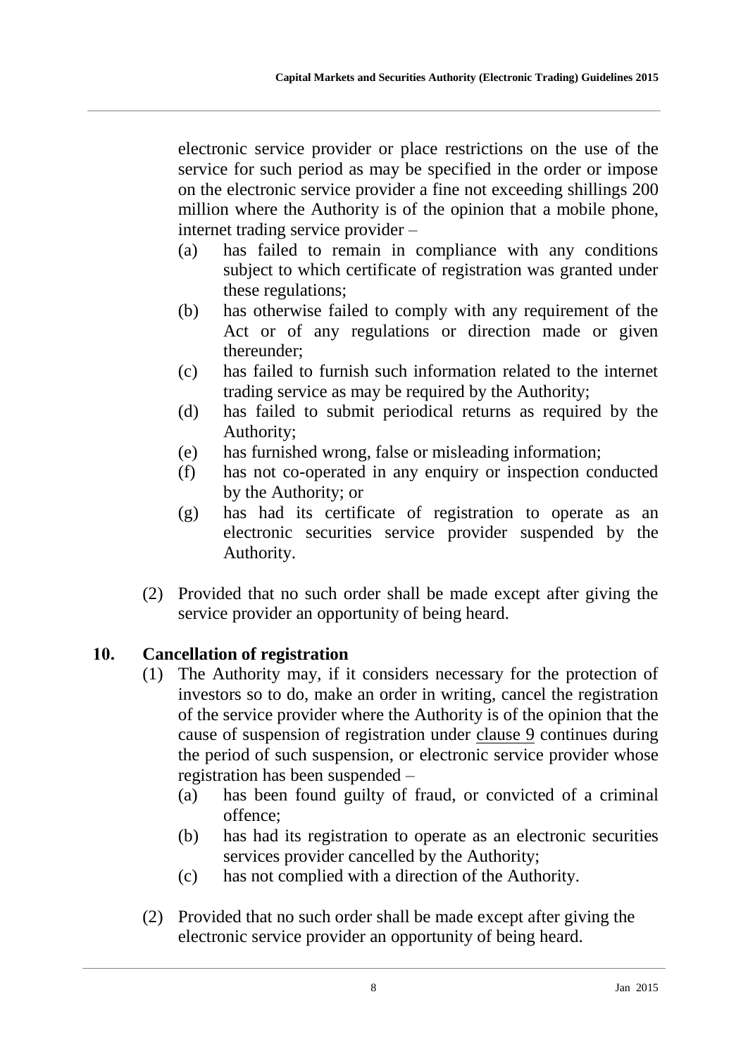electronic service provider or place restrictions on the use of the service for such period as may be specified in the order or impose on the electronic service provider a fine not exceeding shillings 200 million where the Authority is of the opinion that a mobile phone, internet trading service provider –

(a) has failed to remain in compliance with any conditions subject to which certificate of registration was granted under these regulations;

(b) has otherwise failed to comply with any requirement of the Act or of any regulations or direction made or given thereunder;

(c) has failed to furnish such information related to the internet trading service as may be required by the Authority;

(d) has failed to submit periodical returns as required by the Authority;

(e) has furnished wrong, false or misleading information;

(f) has not co-operated in any enquiry or inspection conducted by the Authority; or

(g) has had its certificate of registration to operate as an electronic securities service provider suspended by the Authority.

(2) Provided that no such order shall be made except after giving the service provider an opportunity of being heard.

## 10. Cancellation of registration

(1) The Authority may, if it considers necessary for the protection of investors so to do, make an order in writing, cancel the registration of the service provider where the Authority is of the opinion that the cause of suspension of registration under clause 9 continues during the period of such suspension, or electronic service provider whose registration has been suspended –

(a) has been found guilty of fraud, or convicted of a criminal offence;

(b) has had its registration to operate as an electronic securities services provider cancelled by the Authority;

(c) has not complied with a direction of the Authority.

(2) Provided that no such order shall be made except after giving the electronic service provider an opportunity of being heard.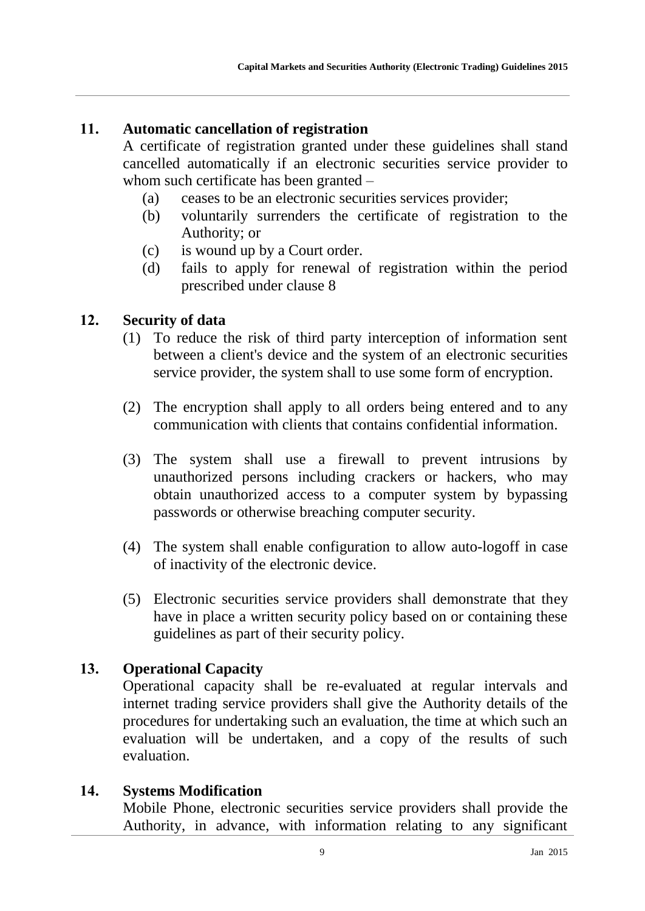## 11. Automatic cancellation of registration

A certificate of registration granted under these guidelines shall stand cancelled automatically if an electronic securities service provider to whom such certificate has been granted –

(a) ceases to be an electronic securities services provider;

(b) voluntarily surrenders the certificate of registration to the Authority; or

(c) is wound up by a Court order.

(d) fails to apply for renewal of registration within the period prescribed under clause 8

## 12. Security of data

(1) To reduce the risk of third party interception of information sent between a client's device and the system of an electronic securities service provider, the system shall to use some form of encryption.

(2) The encryption shall apply to all orders being entered and to any communication with clients that contains confidential information.

(3) The system shall use a firewall to prevent intrusions by unauthorized persons including crackers or hackers, who may obtain unauthorized access to a computer system by bypassing passwords or otherwise breaching computer security.

(4) The system shall enable configuration to allow auto-logoff in case of inactivity of the electronic device.

(5) Electronic securities service providers shall demonstrate that they have in place a written security policy based on or containing these guidelines as part of their security policy.

## 13. Operational Capacity

Operational capacity shall be re-evaluated at regular intervals and internet trading service providers shall give the Authority details of the procedures for undertaking such an evaluation, the time at which such an evaluation will be undertaken, and a copy of the results of such evaluation.

## 14. Systems Modification

Mobile Phone, electronic securities service providers shall provide the Authority, in advance, with information relating to any significant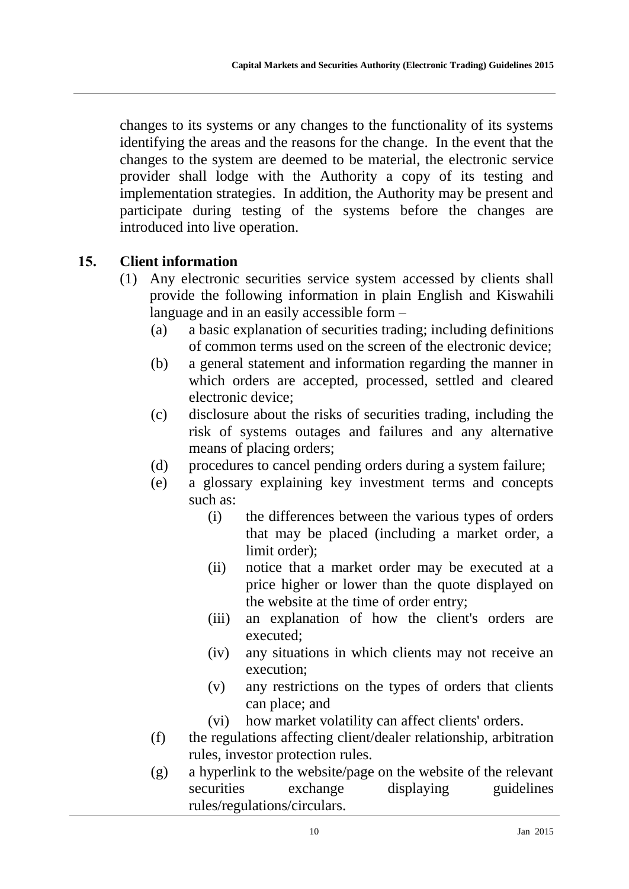changes to its systems or any changes to the functionality of its systems identifying the areas and the reasons for the change. In the event that the changes to the system are deemed to be material, the electronic service provider shall lodge with the Authority a copy of its testing and implementation strategies. In addition, the Authority may be present and participate during testing of the systems before the changes are introduced into live operation.

## 15. Client information

(1) Any electronic securities service system accessed by clients shall provide the following information in plain English and Kiswahili language and in an easily accessible form –

- (a) a basic explanation of securities trading; including definitions of common terms used on the screen of the electronic device;
- (b) a general statement and information regarding the manner in which orders are accepted, processed, settled and cleared electronic device;
- (c) disclosure about the risks of securities trading, including the risk of systems outages and failures and any alternative means of placing orders;
- (d) procedures to cancel pending orders during a system failure;
- (e) a glossary explaining key investment terms and concepts such as:
  - (i) the differences between the various types of orders that may be placed (including a market order, a limit order);
  - (ii) notice that a market order may be executed at a price higher or lower than the quote displayed on the website at the time of order entry;
  - (iii) an explanation of how the client's orders are executed;
  - (iv) any situations in which clients may not receive an execution;
  - (v) any restrictions on the types of orders that clients can place; and
  - (vi) how market volatility can affect clients' orders.
- (f) the regulations affecting client/dealer relationship, arbitration rules, investor protection rules.
- (g) a hyperlink to the website/page on the website of the relevant securities exchange displaying guidelines rules/regulations/circulars.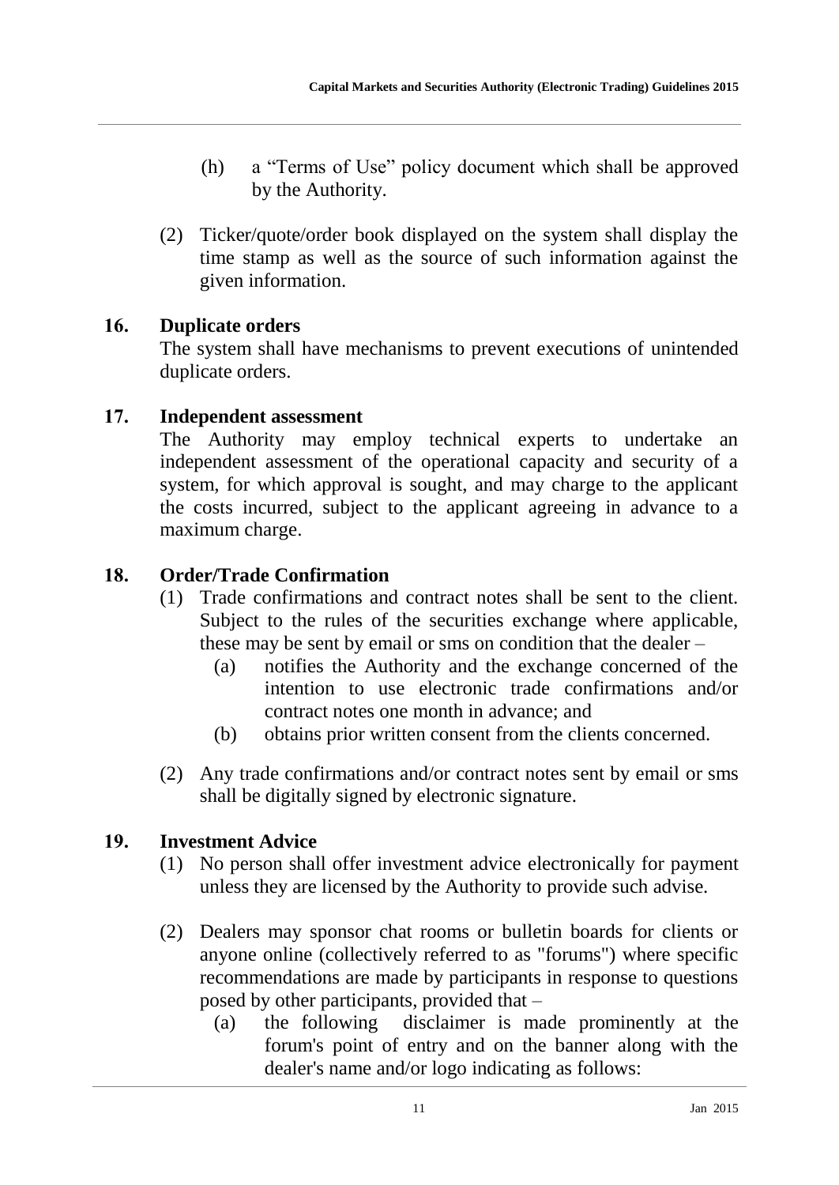(h) a "Terms of Use" policy document which shall be approved by the Authority.

(2) Ticker/quote/order book displayed on the system shall display the time stamp as well as the source of such information against the given information.

## 16. Duplicate orders

The system shall have mechanisms to prevent executions of unintended duplicate orders.

## 17. Independent assessment

The Authority may employ technical experts to undertake an independent assessment of the operational capacity and security of a system, for which approval is sought, and may charge to the applicant the costs incurred, subject to the applicant agreeing in advance to a maximum charge.

## 18. Order/Trade Confirmation

(1) Trade confirmations and contract notes shall be sent to the client. Subject to the rules of the securities exchange where applicable, these may be sent by email or sms on condition that the dealer –

(a) notifies the Authority and the exchange concerned of the intention to use electronic trade confirmations and/or contract notes one month in advance; and

(b) obtains prior written consent from the clients concerned.

(2) Any trade confirmations and/or contract notes sent by email or sms shall be digitally signed by electronic signature.

## 19. Investment Advice

(1) No person shall offer investment advice electronically for payment unless they are licensed by the Authority to provide such advise.

(2) Dealers may sponsor chat rooms or bulletin boards for clients or anyone online (collectively referred to as "forums") where specific recommendations are made by participants in response to questions posed by other participants, provided that –

(a) the following disclaimer is made prominently at the forum's point of entry and on the banner along with the dealer's name and/or logo indicating as follows: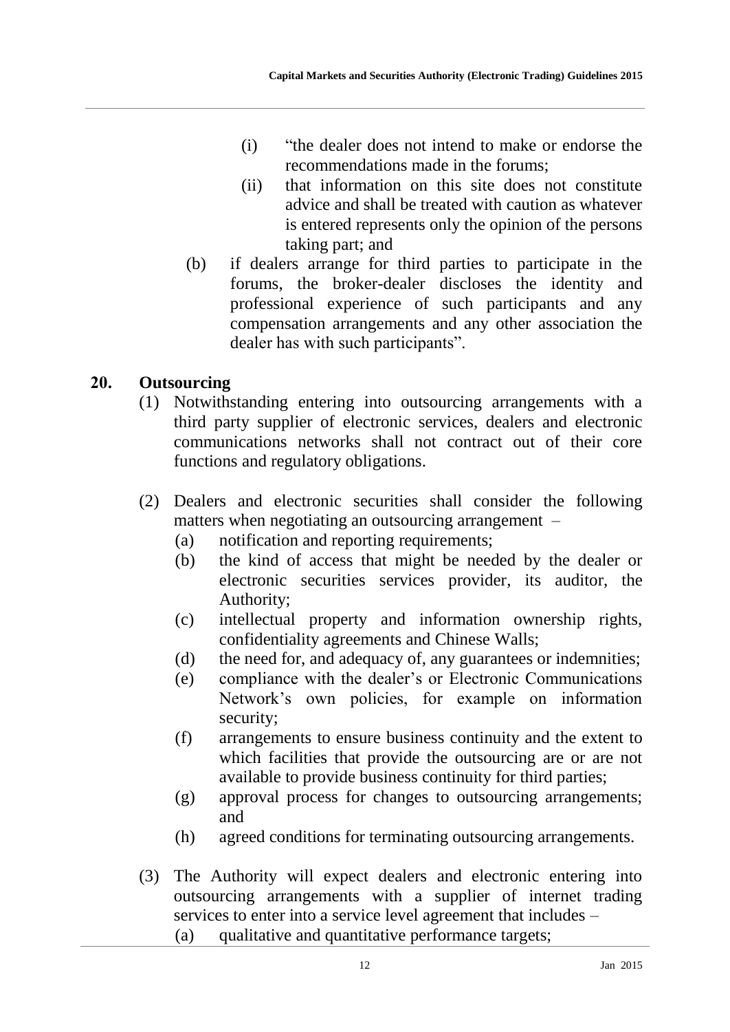(i) "the dealer does not intend to make or endorse the recommendations made in the forums;

(ii) that information on this site does not constitute advice and shall be treated with caution as whatever is entered represents only the opinion of the persons taking part; and

(b) if dealers arrange for third parties to participate in the forums, the broker-dealer discloses the identity and professional experience of such participants and any compensation arrangements and any other association the dealer has with such participants".

## 20. Outsourcing

(1) Notwithstanding entering into outsourcing arrangements with a third party supplier of electronic services, dealers and electronic communications networks shall not contract out of their core functions and regulatory obligations.

(2) Dealers and electronic securities shall consider the following matters when negotiating an outsourcing arrangement –

(a) notification and reporting requirements;

(b) the kind of access that might be needed by the dealer or electronic securities services provider, its auditor, the Authority;

(c) intellectual property and information ownership rights, confidentiality agreements and Chinese Walls;

(d) the need for, and adequacy of, any guarantees or indemnities;

(e) compliance with the dealer's or Electronic Communications Network's own policies, for example on information security;

(f) arrangements to ensure business continuity and the extent to which facilities that provide the outsourcing are or are not available to provide business continuity for third parties;

(g) approval process for changes to outsourcing arrangements; and

(h) agreed conditions for terminating outsourcing arrangements.

(3) The Authority will expect dealers and electronic entering into outsourcing arrangements with a supplier of internet trading services to enter into a service level agreement that includes –

(a) qualitative and quantitative performance targets;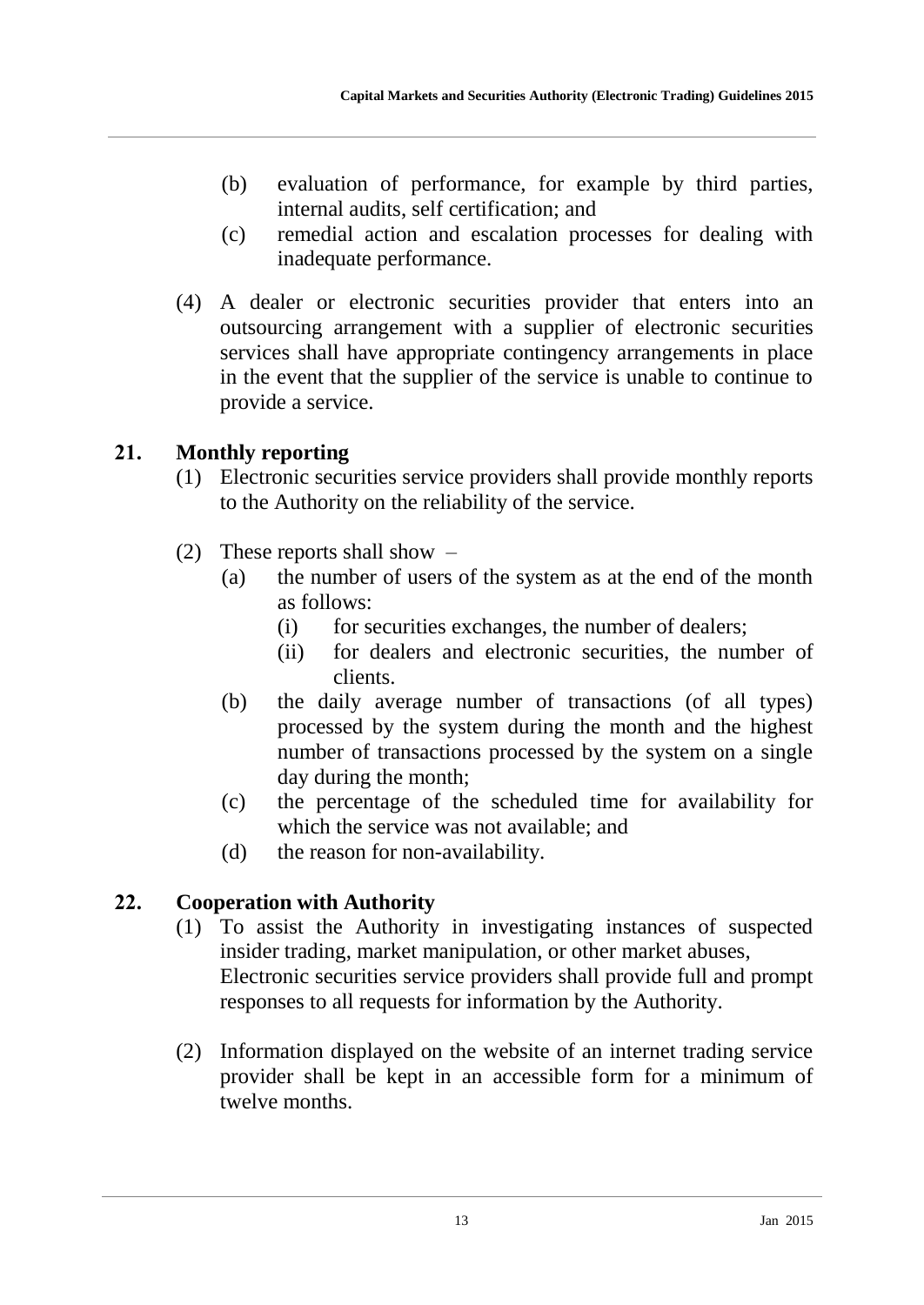(b) evaluation of performance, for example by third parties, internal audits, self certification; and

(c) remedial action and escalation processes for dealing with inadequate performance.

(4) A dealer or electronic securities provider that enters into an outsourcing arrangement with a supplier of electronic securities services shall have appropriate contingency arrangements in place in the event that the supplier of the service is unable to continue to provide a service.

## 21. Monthly reporting

(1) Electronic securities service providers shall provide monthly reports to the Authority on the reliability of the service.

(2) These reports shall show –

(a) the number of users of the system as at the end of the month as follows:

(i) for securities exchanges, the number of dealers;

(ii) for dealers and electronic securities, the number of clients.

(b) the daily average number of transactions (of all types) processed by the system during the month and the highest number of transactions processed by the system on a single day during the month;

(c) the percentage of the scheduled time for availability for which the service was not available; and

(d) the reason for non-availability.

## 22. Cooperation with Authority

(1) To assist the Authority in investigating instances of suspected insider trading, market manipulation, or other market abuses, Electronic securities service providers shall provide full and prompt responses to all requests for information by the Authority.

(2) Information displayed on the website of an internet trading service provider shall be kept in an accessible form for a minimum of twelve months.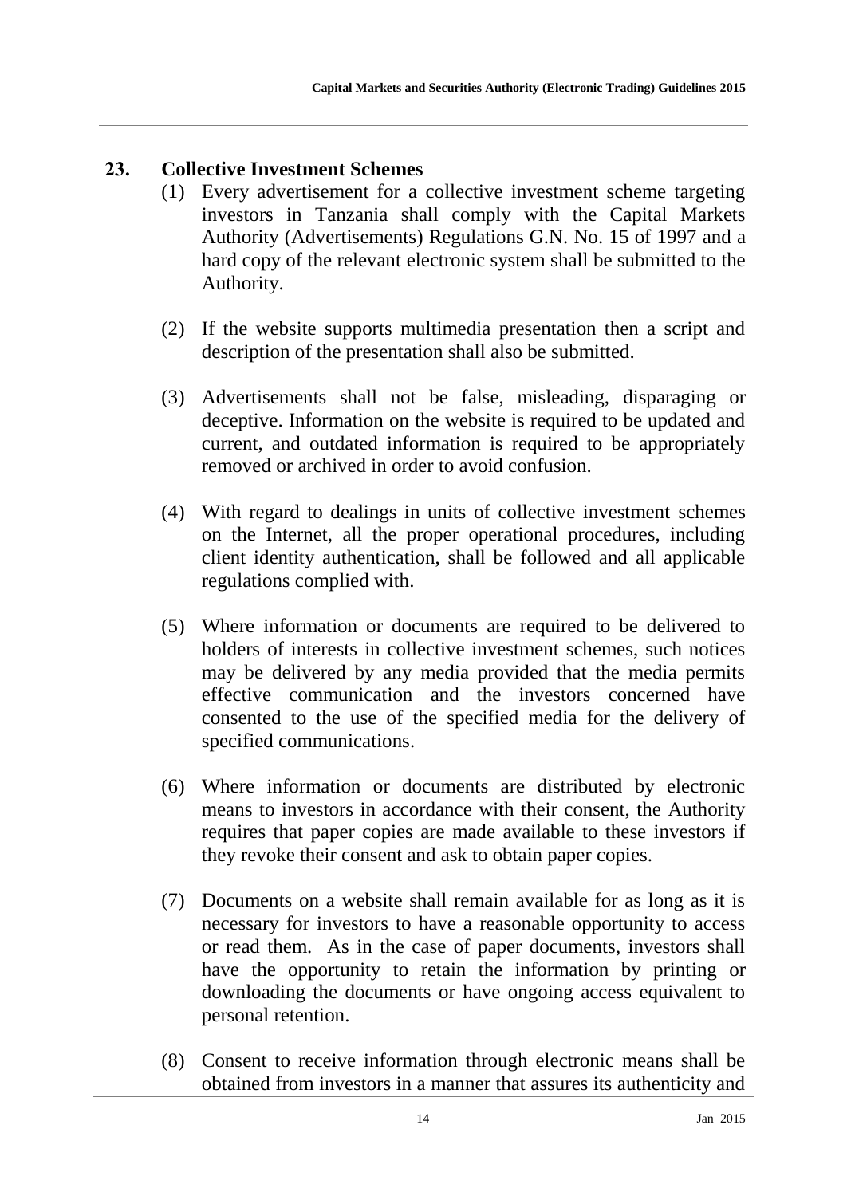## 23. Collective Investment Schemes

(1) Every advertisement for a collective investment scheme targeting investors in Tanzania shall comply with the Capital Markets Authority (Advertisements) Regulations G.N. No. 15 of 1997 and a hard copy of the relevant electronic system shall be submitted to the Authority.

(2) If the website supports multimedia presentation then a script and description of the presentation shall also be submitted.

(3) Advertisements shall not be false, misleading, disparaging or deceptive. Information on the website is required to be updated and current, and outdated information is required to be appropriately removed or archived in order to avoid confusion.

(4) With regard to dealings in units of collective investment schemes on the Internet, all the proper operational procedures, including client identity authentication, shall be followed and all applicable regulations complied with.

(5) Where information or documents are required to be delivered to holders of interests in collective investment schemes, such notices may be delivered by any media provided that the media permits effective communication and the investors concerned have consented to the use of the specified media for the delivery of specified communications.

(6) Where information or documents are distributed by electronic means to investors in accordance with their consent, the Authority requires that paper copies are made available to these investors if they revoke their consent and ask to obtain paper copies.

(7) Documents on a website shall remain available for as long as it is necessary for investors to have a reasonable opportunity to access or read them. As in the case of paper documents, investors shall have the opportunity to retain the information by printing or downloading the documents or have ongoing access equivalent to personal retention.

(8) Consent to receive information through electronic means shall be obtained from investors in a manner that assures its authenticity and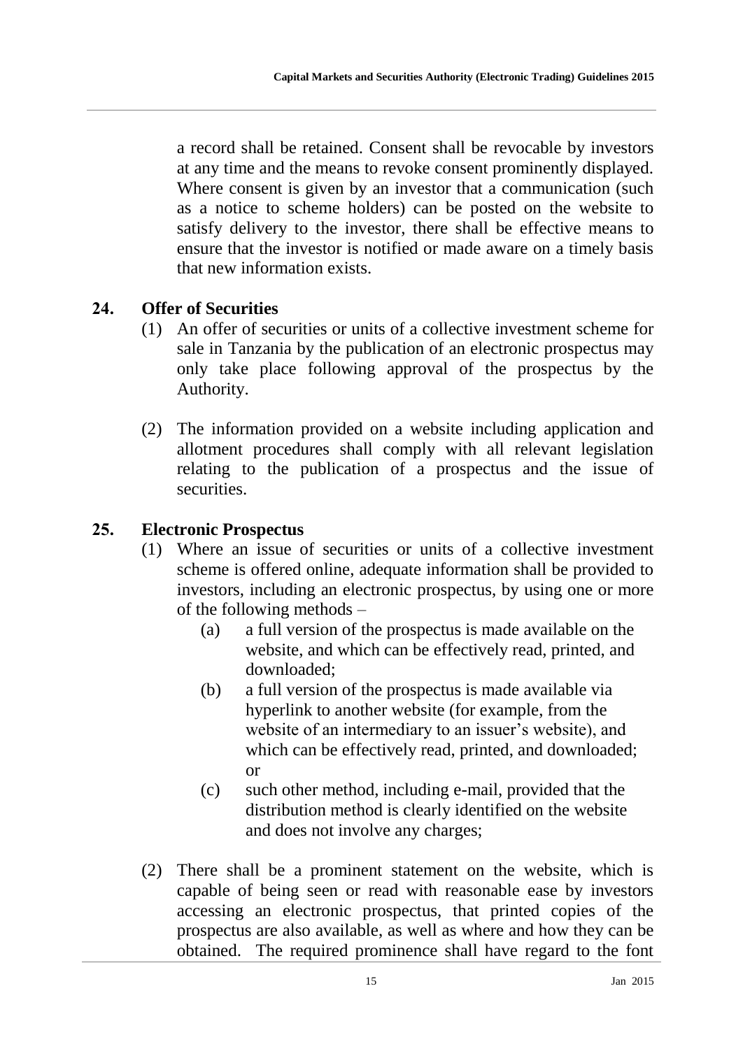a record shall be retained. Consent shall be revocable by investors at any time and the means to revoke consent prominently displayed. Where consent is given by an investor that a communication (such as a notice to scheme holders) can be posted on the website to satisfy delivery to the investor, there shall be effective means to ensure that the investor is notified or made aware on a timely basis that new information exists.

## 24. Offer of Securities

(1) An offer of securities or units of a collective investment scheme for sale in Tanzania by the publication of an electronic prospectus may only take place following approval of the prospectus by the Authority.

(2) The information provided on a website including application and allotment procedures shall comply with all relevant legislation relating to the publication of a prospectus and the issue of securities.

## 25. Electronic Prospectus

(1) Where an issue of securities or units of a collective investment scheme is offered online, adequate information shall be provided to investors, including an electronic prospectus, by using one or more of the following methods –

- (a) a full version of the prospectus is made available on the website, and which can be effectively read, printed, and downloaded;
- (b) a full version of the prospectus is made available via hyperlink to another website (for example, from the website of an intermediary to an issuer's website), and which can be effectively read, printed, and downloaded; or
- (c) such other method, including e-mail, provided that the distribution method is clearly identified on the website and does not involve any charges;

(2) There shall be a prominent statement on the website, which is capable of being seen or read with reasonable ease by investors accessing an electronic prospectus, that printed copies of the prospectus are also available, as well as where and how they can be obtained. The required prominence shall have regard to the font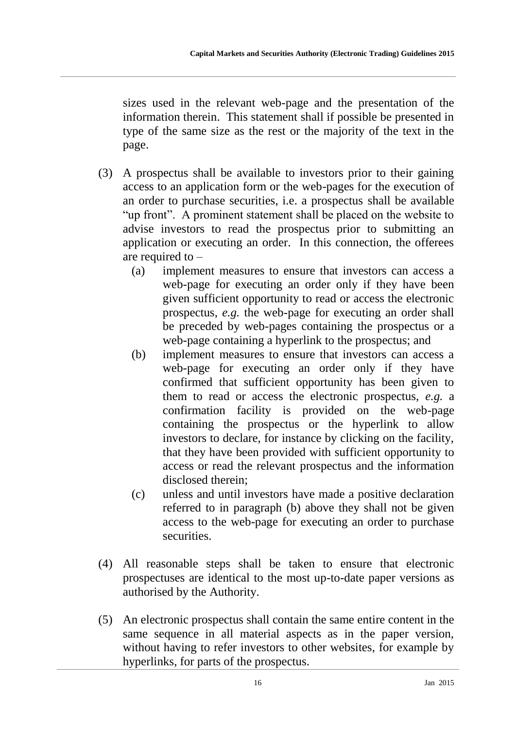sizes used in the relevant web-page and the presentation of the information therein. This statement shall if possible be presented in type of the same size as the rest or the majority of the text in the page.

(3) A prospectus shall be available to investors prior to their gaining access to an application form or the web-pages for the execution of an order to purchase securities, i.e. a prospectus shall be available "up front". A prominent statement shall be placed on the website to advise investors to read the prospectus prior to submitting an application or executing an order. In this connection, the offerees are required to –

   (a) implement measures to ensure that investors can access a web-page for executing an order only if they have been given sufficient opportunity to read or access the electronic prospectus, *e.g.* the web-page for executing an order shall be preceded by web-pages containing the prospectus or a web-page containing a hyperlink to the prospectus; and

   (b) implement measures to ensure that investors can access a web-page for executing an order only if they have confirmed that sufficient opportunity has been given to them to read or access the electronic prospectus, *e.g.* a confirmation facility is provided on the web-page containing the prospectus or the hyperlink to allow investors to declare, for instance by clicking on the facility, that they have been provided with sufficient opportunity to access or read the relevant prospectus and the information disclosed therein;

   (c) unless and until investors have made a positive declaration referred to in paragraph (b) above they shall not be given access to the web-page for executing an order to purchase securities.

(4) All reasonable steps shall be taken to ensure that electronic prospectuses are identical to the most up-to-date paper versions as authorised by the Authority.

(5) An electronic prospectus shall contain the same entire content in the same sequence in all material aspects as in the paper version, without having to refer investors to other websites, for example by hyperlinks, for parts of the prospectus.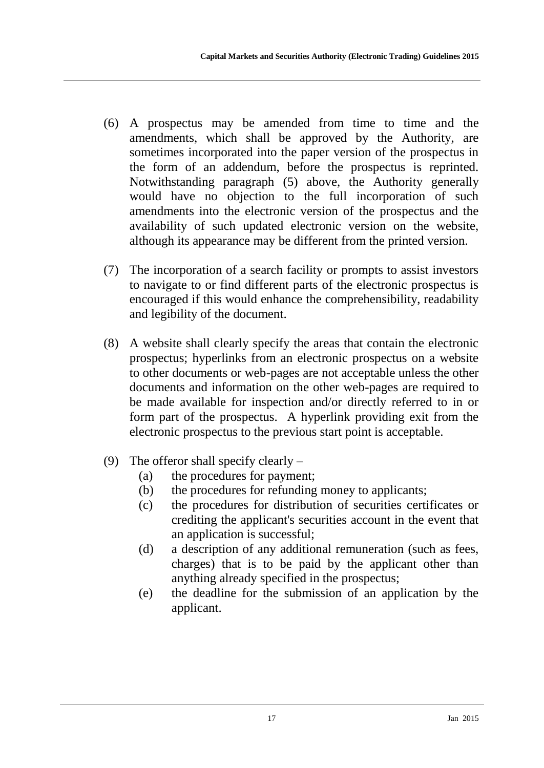(6) A prospectus may be amended from time to time and the amendments, which shall be approved by the Authority, are sometimes incorporated into the paper version of the prospectus in the form of an addendum, before the prospectus is reprinted. Notwithstanding paragraph (5) above, the Authority generally would have no objection to the full incorporation of such amendments into the electronic version of the prospectus and the availability of such updated electronic version on the website, although its appearance may be different from the printed version.

(7) The incorporation of a search facility or prompts to assist investors to navigate to or find different parts of the electronic prospectus is encouraged if this would enhance the comprehensibility, readability and legibility of the document.

(8) A website shall clearly specify the areas that contain the electronic prospectus; hyperlinks from an electronic prospectus on a website to other documents or web-pages are not acceptable unless the other documents and information on the other web-pages are required to be made available for inspection and/or directly referred to in or form part of the prospectus. A hyperlink providing exit from the electronic prospectus to the previous start point is acceptable.

(9) The offeror shall specify clearly –
   - (a) the procedures for payment;
   - (b) the procedures for refunding money to applicants;
   - (c) the procedures for distribution of securities certificates or crediting the applicant's securities account in the event that an application is successful;
   - (d) a description of any additional remuneration (such as fees, charges) that is to be paid by the applicant other than anything already specified in the prospectus;
   - (e) the deadline for the submission of an application by the applicant.